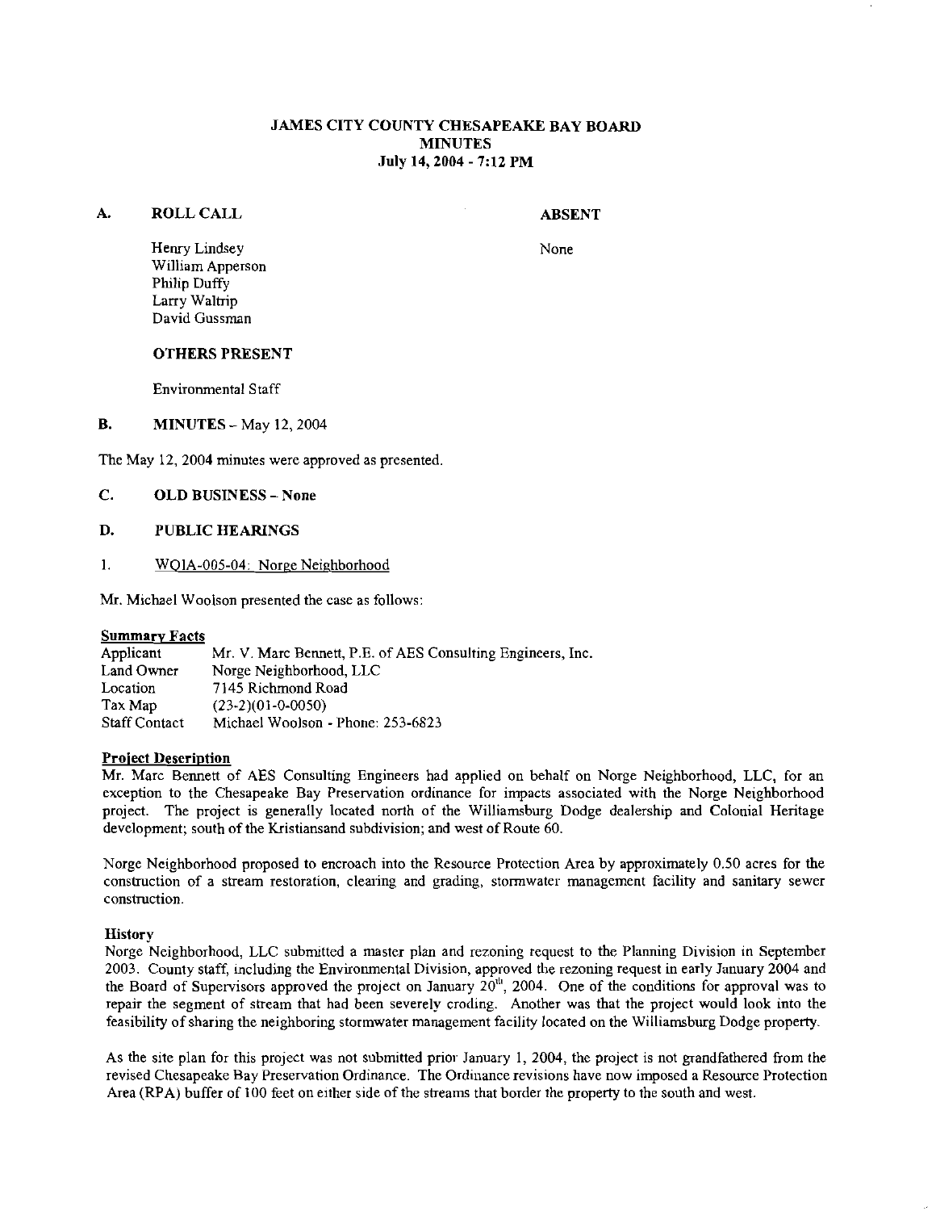# JAMES CITY COUNTY CHESAPEAKE BAY BOARD
## MINUTES
### July 14, 2004 - 7:12 PM

**A. ROLL CALL**

Henry Lindsey
William Apperson
Philip Duffy
Larry Waltrip
David Gussman

**ABSENT**

None

**OTHERS PRESENT**

Environmental Staff

**B. MINUTES** – May 12, 2004

The May 12, 2004 minutes were approved as presented.

**C. OLD BUSINESS – None**

**D. PUBLIC HEARINGS**

1. WQIA-005-04: Norge Neighborhood

Mr. Michael Woolson presented the case as follows:

**Summary Facts**

| | |
|---|---|
| Applicant | Mr. V. Marc Bennett, P.E. of AES Consulting Engineers, Inc. |
| Land Owner | Norge Neighborhood, LLC |
| Location | 7145 Richmond Road |
| Tax Map | (23-2)(01-0-0050) |
| Staff Contact | Michael Woolson - Phone: 253-6823 |

**Project Description**

Mr. Marc Bennett of AES Consulting Engineers had applied on behalf on Norge Neighborhood, LLC, for an exception to the Chesapeake Bay Preservation ordinance for impacts associated with the Norge Neighborhood project. The project is generally located north of the Williamsburg Dodge dealership and Colonial Heritage development; south of the Kristiansand subdivision; and west of Route 60.

Norge Neighborhood proposed to encroach into the Resource Protection Area by approximately 0.50 acres for the construction of a stream restoration, clearing and grading, stormwater management facility and sanitary sewer construction.

**History**

Norge Neighborhood, LLC submitted a master plan and rezoning request to the Planning Division in September 2003. County staff, including the Environmental Division, approved the rezoning request in early January 2004 and the Board of Supervisors approved the project on January 20th, 2004. One of the conditions for approval was to repair the segment of stream that had been severely eroding. Another was that the project would look into the feasibility of sharing the neighboring stormwater management facility located on the Williamsburg Dodge property.

As the site plan for this project was not submitted prior January 1, 2004, the project is not grandfathered from the revised Chesapeake Bay Preservation Ordinance. The Ordinance revisions have now imposed a Resource Protection Area (RPA) buffer of 100 feet on either side of the streams that border the property to the south and west.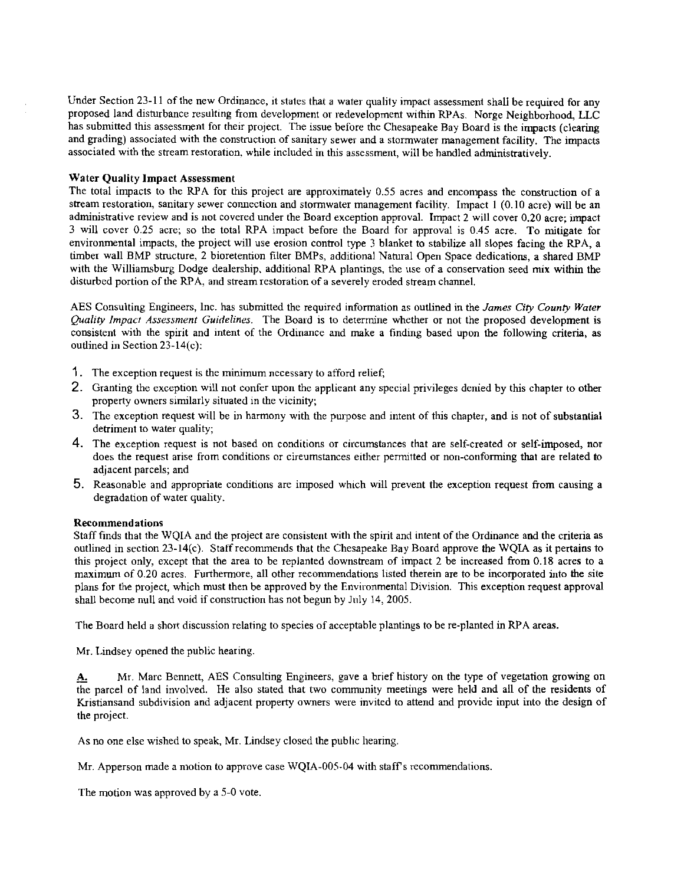Under Section 23-11 of the new Ordinance, it states that a water quality impact assessment shall be required for any proposed land disturbance resulting from development or redevelopment within RPAs. Norge Neighborhood, LLC has submitted this assessment for their project. The issue before the Chesapeake Bay Board is the impacts (clearing and grading) associated with the construction of sanitary sewer and a stormwater management facility. The impacts associated with the stream restoration, while included in this assessment, will be handled administratively.

**Water Quality Impact Assessment**

The total impacts to the RPA for this project are approximately 0.55 acres and encompass the construction of a stream restoration, sanitary sewer connection and stormwater management facility. Impact 1 (0.10 acre) will be an administrative review and is not covered under the Board exception approval. Impact 2 will cover 0.20 acre; impact 3 will cover 0.25 acre; so the total RPA impact before the Board for approval is 0.45 acre. To mitigate for environmental impacts, the project will use erosion control type 3 blanket to stabilize all slopes facing the RPA, a timber wall BMP structure, 2 bioretention filter BMPs, additional Natural Open Space dedications, a shared BMP with the Williamsburg Dodge dealership, additional RPA plantings, the use of a conservation seed mix within the disturbed portion of the RPA, and stream restoration of a severely eroded stream channel.

AES Consulting Engineers, Inc. has submitted the required information as outlined in the *James City County Water Quality Impact Assessment Guidelines*. The Board is to determine whether or not the proposed development is consistent with the spirit and intent of the Ordinance and make a finding based upon the following criteria, as outlined in Section 23-14(c):

1. The exception request is the minimum necessary to afford relief;
2. Granting the exception will not confer upon the applicant any special privileges denied by this chapter to other property owners similarly situated in the vicinity;
3. The exception request will be in harmony with the purpose and intent of this chapter, and is not of substantial detriment to water quality;
4. The exception request is not based on conditions or circumstances that are self-created or self-imposed, nor does the request arise from conditions or circumstances either permitted or non-conforming that are related to adjacent parcels; and
5. Reasonable and appropriate conditions are imposed which will prevent the exception request from causing a degradation of water quality.

**Recommendations**

Staff finds that the WQIA and the project are consistent with the spirit and intent of the Ordinance and the criteria as outlined in section 23-14(c). Staff recommends that the Chesapeake Bay Board approve the WQIA as it pertains to this project only, except that the area to be replanted downstream of impact 2 be increased from 0.18 acres to a maximum of 0.20 acres. Furthermore, all other recommendations listed therein are to be incorporated into the site plans for the project, which must then be approved by the Environmental Division. This exception request approval shall become null and void if construction has not begun by July 14, 2005.

The Board held a short discussion relating to species of acceptable plantings to be re-planted in RPA areas.

Mr. Lindsey opened the public hearing.

**A.** Mr. Marc Bennett, AES Consulting Engineers, gave a brief history on the type of vegetation growing on the parcel of land involved. He also stated that two community meetings were held and all of the residents of Kristiansand subdivision and adjacent property owners were invited to attend and provide input into the design of the project.

As no one else wished to speak, Mr. Lindsey closed the public hearing.

Mr. Apperson made a motion to approve case WQIA-005-04 with staff's recommendations.

The motion was approved by a 5-0 vote.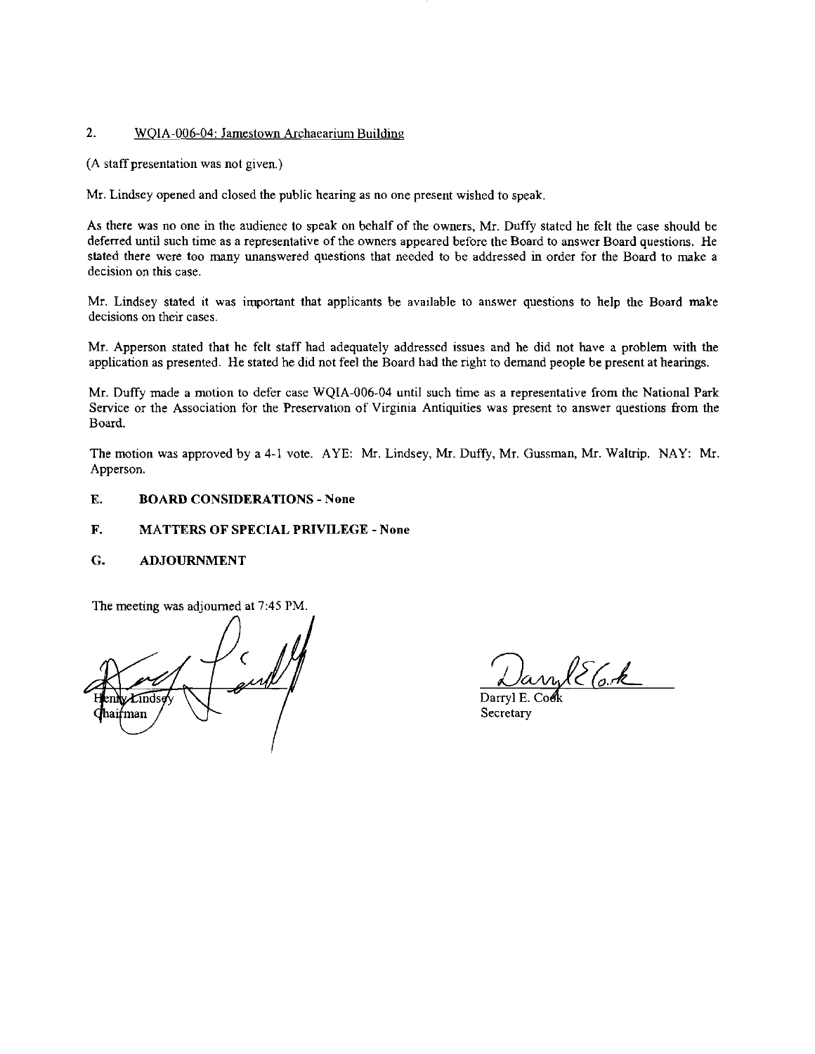2. WQIA-006-04: Jamestown Archaearium Building

(A staff presentation was not given.)

Mr. Lindsey opened and closed the public hearing as no one present wished to speak.

As there was no one in the audience to speak on behalf of the owners, Mr. Duffy stated he felt the case should be deferred until such time as a representative of the owners appeared before the Board to answer Board questions. He stated there were too many unanswered questions that needed to be addressed in order for the Board to make a decision on this case.

Mr. Lindsey stated it was important that applicants be available to answer questions to help the Board make decisions on their cases.

Mr. Apperson stated that he felt staff had adequately addressed issues and he did not have a problem with the application as presented. He stated he did not feel the Board had the right to demand people be present at hearings.

Mr. Duffy made a motion to defer case WQIA-006-04 until such time as a representative from the National Park Service or the Association for the Preservation of Virginia Antiquities was present to answer questions from the Board.

The motion was approved by a 4-1 vote. AYE: Mr. Lindsey, Mr. Duffy, Mr. Gussman, Mr. Waltrip. NAY: Mr. Apperson.

**E. BOARD CONSIDERATIONS - None**

**F. MATTERS OF SPECIAL PRIVILEGE - None**

**G. ADJOURNMENT**

The meeting was adjourned at 7:45 PM.

Henry Lindsey
Chairman

Darryl E. Cook
Secretary